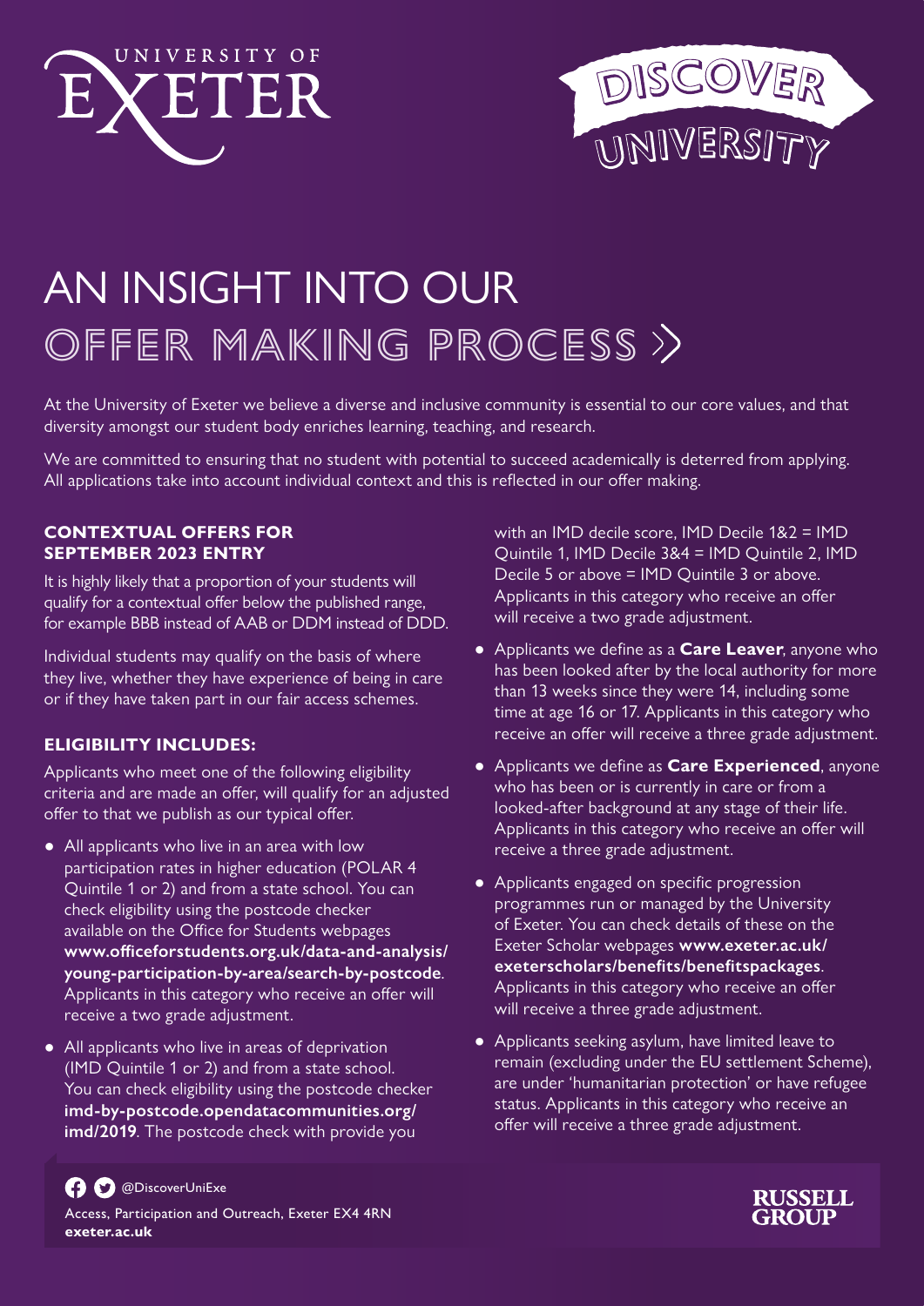UNIVERSITY OF EXETER

DISCOVER UNIVERSITY

# AN INSIGHT INTO OUR OFFER MAKING PROCESS

At the University of Exeter we believe a diverse and inclusive community is essential to our core values, and that diversity amongst our student body enriches learning, teaching, and research.

We are committed to ensuring that no student with potential to succeed academically is deterred from applying. All applications take into account individual context and this is reflected in our offer making.

### CONTEXTUAL OFFERS FOR SEPTEMBER 2023 ENTRY

It is highly likely that a proportion of your students will qualify for a contextual offer below the published range, for example BBB instead of AAB or DDM instead of DDD.

Individual students may qualify on the basis of where they live, whether they have experience of being in care or if they have taken part in our fair access schemes.

### ELIGIBILITY INCLUDES:

Applicants who meet one of the following eligibility criteria and are made an offer, will qualify for an adjusted offer to that we publish as our typical offer.

- All applicants who live in an area with low participation rates in higher education (POLAR 4 Quintile 1 or 2) and from a state school. You can check eligibility using the postcode checker available on the Office for Students webpages **www.officeforstudents.org.uk/data-and-analysis/young-participation-by-area/search-by-postcode**. Applicants in this category who receive an offer will receive a two grade adjustment.
- All applicants who live in areas of deprivation (IMD Quintile 1 or 2) and from a state school. You can check eligibility using the postcode checker **imd-by-postcode.opendatacommunities.org/imd/2019**. The postcode check with provide you with an IMD decile score, IMD Decile 1&2 = IMD Quintile 1, IMD Decile 3&4 = IMD Quintile 2, IMD Decile 5 or above = IMD Quintile 3 or above. Applicants in this category who receive an offer will receive a two grade adjustment.
- Applicants we define as a **Care Leaver**, anyone who has been looked after by the local authority for more than 13 weeks since they were 14, including some time at age 16 or 17. Applicants in this category who receive an offer will receive a three grade adjustment.
- Applicants we define as **Care Experienced**, anyone who has been or is currently in care or from a looked-after background at any stage of their life. Applicants in this category who receive an offer will receive a three grade adjustment.
- Applicants engaged on specific progression programmes run or managed by the University of Exeter. You can check details of these on the Exeter Scholar webpages **www.exeter.ac.uk/exeterscholars/benefits/benefitspackages**. Applicants in this category who receive an offer will receive a three grade adjustment.
- Applicants seeking asylum, have limited leave to remain (excluding under the EU settlement Scheme), are under 'humanitarian protection' or have refugee status. Applicants in this category who receive an offer will receive a three grade adjustment.

@DiscoverUniExe

Access, Participation and Outreach, Exeter EX4 4RN
**exeter.ac.uk**

RUSSELL GROUP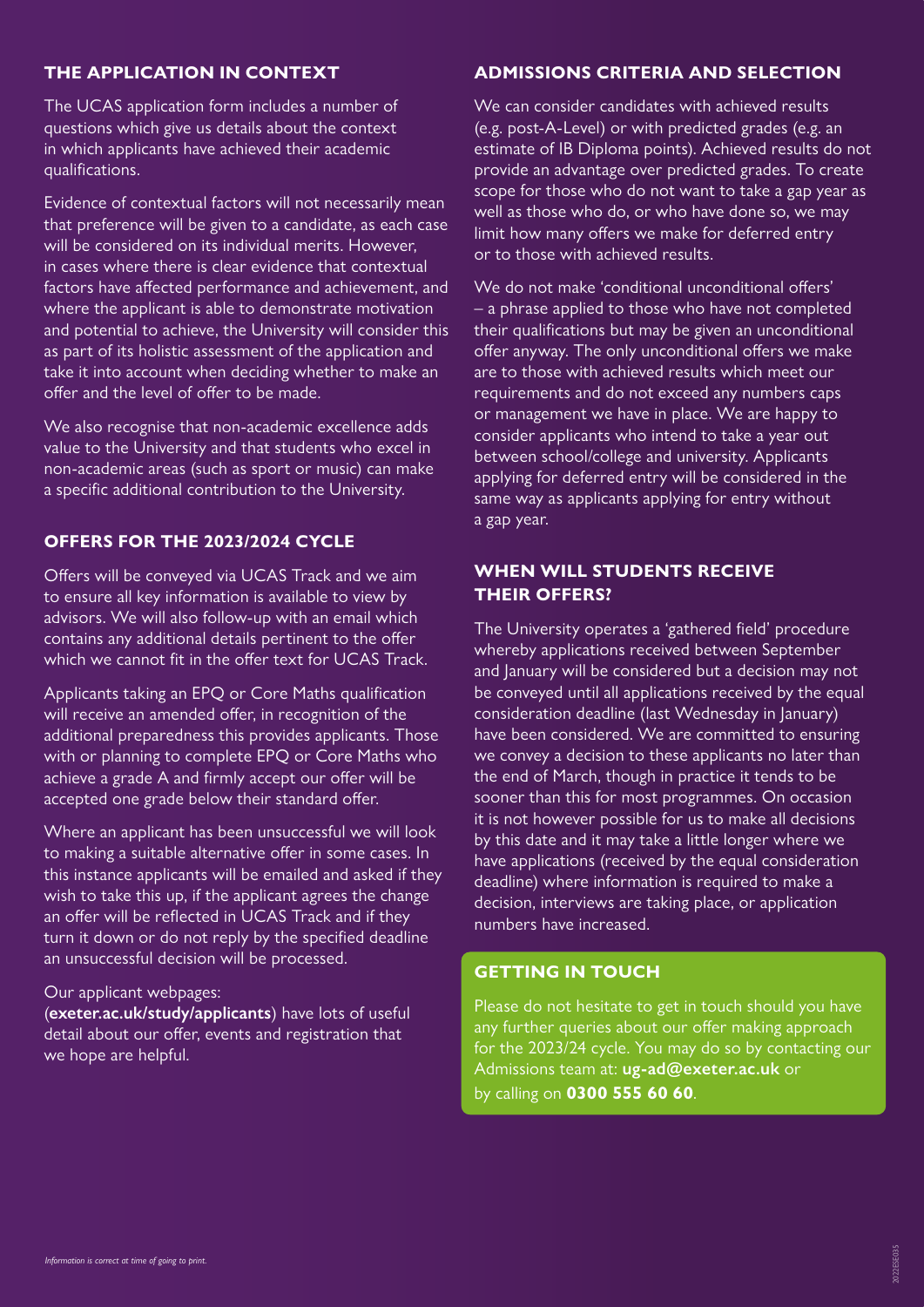## THE APPLICATION IN CONTEXT

The UCAS application form includes a number of questions which give us details about the context in which applicants have achieved their academic qualifications.

Evidence of contextual factors will not necessarily mean that preference will be given to a candidate, as each case will be considered on its individual merits. However, in cases where there is clear evidence that contextual factors have affected performance and achievement, and where the applicant is able to demonstrate motivation and potential to achieve, the University will consider this as part of its holistic assessment of the application and take it into account when deciding whether to make an offer and the level of offer to be made.

We also recognise that non-academic excellence adds value to the University and that students who excel in non-academic areas (such as sport or music) can make a specific additional contribution to the University.

## OFFERS FOR THE 2023/2024 CYCLE

Offers will be conveyed via UCAS Track and we aim to ensure all key information is available to view by advisors. We will also follow-up with an email which contains any additional details pertinent to the offer which we cannot fit in the offer text for UCAS Track.

Applicants taking an EPQ or Core Maths qualification will receive an amended offer, in recognition of the additional preparedness this provides applicants. Those with or planning to complete EPQ or Core Maths who achieve a grade A and firmly accept our offer will be accepted one grade below their standard offer.

Where an applicant has been unsuccessful we will look to making a suitable alternative offer in some cases. In this instance applicants will be emailed and asked if they wish to take this up, if the applicant agrees the change an offer will be reflected in UCAS Track and if they turn it down or do not reply by the specified deadline an unsuccessful decision will be processed.

Our applicant webpages:
(**exeter.ac.uk/study/applicants**) have lots of useful detail about our offer, events and registration that we hope are helpful.

## ADMISSIONS CRITERIA AND SELECTION

We can consider candidates with achieved results (e.g. post-A-Level) or with predicted grades (e.g. an estimate of IB Diploma points). Achieved results do not provide an advantage over predicted grades. To create scope for those who do not want to take a gap year as well as those who do, or who have done so, we may limit how many offers we make for deferred entry or to those with achieved results.

We do not make 'conditional unconditional offers' – a phrase applied to those who have not completed their qualifications but may be given an unconditional offer anyway. The only unconditional offers we make are to those with achieved results which meet our requirements and do not exceed any numbers caps or management we have in place. We are happy to consider applicants who intend to take a year out between school/college and university. Applicants applying for deferred entry will be considered in the same way as applicants applying for entry without a gap year.

## WHEN WILL STUDENTS RECEIVE THEIR OFFERS?

The University operates a 'gathered field' procedure whereby applications received between September and January will be considered but a decision may not be conveyed until all applications received by the equal consideration deadline (last Wednesday in January) have been considered. We are committed to ensuring we convey a decision to these applicants no later than the end of March, though in practice it tends to be sooner than this for most programmes. On occasion it is not however possible for us to make all decisions by this date and it may take a little longer where we have applications (received by the equal consideration deadline) where information is required to make a decision, interviews are taking place, or application numbers have increased.

## GETTING IN TOUCH

Please do not hesitate to get in touch should you have any further queries about our offer making approach for the 2023/24 cycle. You may do so by contacting our Admissions team at: **ug-ad@exeter.ac.uk** or by calling on **0300 555 60 60**.

*Information is correct at time of going to print.*

2022ESE035